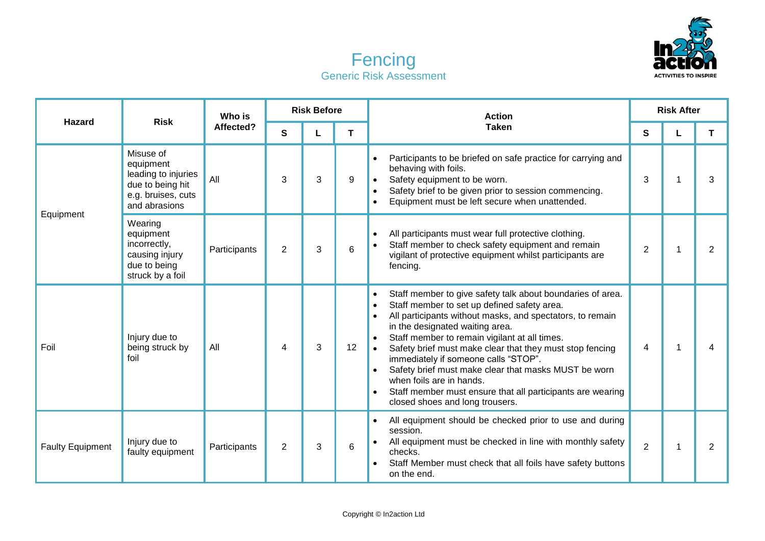# Fencing

## Generic Risk Assessment

| Hazard | Risk | Who is Affected? | Risk Before | | | Action Taken | Risk After | | |
|---|---|---|---|---|---|---|---|---|---|
| | | | S | L | T | | S | L | T |
| Equipment | Misuse of equipment leading to injuries due to being hit e.g. bruises, cuts and abrasions | All | 3 | 3 | 9 | • Participants to be briefed on safe practice for carrying and behaving with foils.<br>• Safety equipment to be worn.<br>• Safety brief to be given prior to session commencing.<br>• Equipment must be left secure when unattended. | 3 | 1 | 3 |
| | Wearing equipment incorrectly, causing injury due to being struck by a foil | Participants | 2 | 3 | 6 | • All participants must wear full protective clothing.<br>• Staff member to check safety equipment and remain vigilant of protective equipment whilst participants are fencing. | 2 | 1 | 2 |
| Foil | Injury due to being struck by foil | All | 4 | 3 | 12 | • Staff member to give safety talk about boundaries of area.<br>• Staff member to set up defined safety area.<br>• All participants without masks, and spectators, to remain in the designated waiting area.<br>• Staff member to remain vigilant at all times.<br>• Safety brief must make clear that they must stop fencing immediately if someone calls "STOP".<br>• Safety brief must make clear that masks MUST be worn when foils are in hands.<br>• Staff member must ensure that all participants are wearing closed shoes and long trousers. | 4 | 1 | 4 |
| Faulty Equipment | Injury due to faulty equipment | Participants | 2 | 3 | 6 | • All equipment should be checked prior to use and during session.<br>• All equipment must be checked in line with monthly safety checks.<br>• Staff Member must check that all foils have safety buttons on the end. | 2 | 1 | 2 |

Copyright © In2action Ltd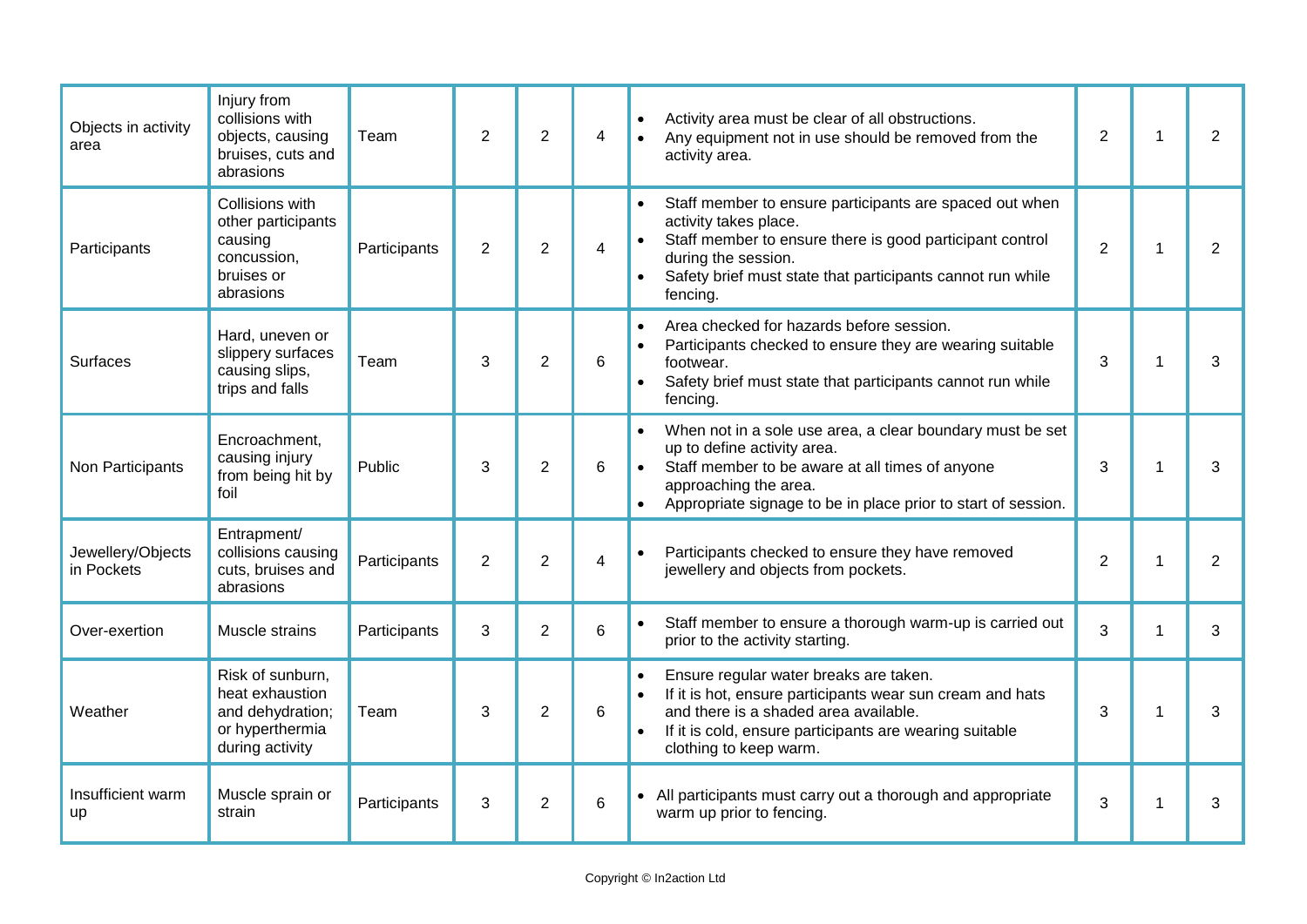| Objects in activity area | Injury from collisions with objects, causing bruises, cuts and abrasions | Team | 2 | 2 | 4 | • Activity area must be clear of all obstructions.<br>• Any equipment not in use should be removed from the activity area. | 2 | 1 | 2 |
|---|---|---|---|---|---|---|---|---|---|
| Participants | Collisions with other participants causing concussion, bruises or abrasions | Participants | 2 | 2 | 4 | • Staff member to ensure participants are spaced out when activity takes place.<br>• Staff member to ensure there is good participant control during the session.<br>• Safety brief must state that participants cannot run while fencing. | 2 | 1 | 2 |
| Surfaces | Hard, uneven or slippery surfaces causing slips, trips and falls | Team | 3 | 2 | 6 | • Area checked for hazards before session.<br>• Participants checked to ensure they are wearing suitable footwear.<br>• Safety brief must state that participants cannot run while fencing. | 3 | 1 | 3 |
| Non Participants | Encroachment, causing injury from being hit by foil | Public | 3 | 2 | 6 | • When not in a sole use area, a clear boundary must be set up to define activity area.<br>• Staff member to be aware at all times of anyone approaching the area.<br>• Appropriate signage to be in place prior to start of session. | 3 | 1 | 3 |
| Jewellery/Objects in Pockets | Entrapment/ collisions causing cuts, bruises and abrasions | Participants | 2 | 2 | 4 | • Participants checked to ensure they have removed jewellery and objects from pockets. | 2 | 1 | 2 |
| Over-exertion | Muscle strains | Participants | 3 | 2 | 6 | • Staff member to ensure a thorough warm-up is carried out prior to the activity starting. | 3 | 1 | 3 |
| Weather | Risk of sunburn, heat exhaustion and dehydration; or hyperthermia during activity | Team | 3 | 2 | 6 | • Ensure regular water breaks are taken.<br>• If it is hot, ensure participants wear sun cream and hats and there is a shaded area available.<br>• If it is cold, ensure participants are wearing suitable clothing to keep warm. | 3 | 1 | 3 |
| Insufficient warm up | Muscle sprain or strain | Participants | 3 | 2 | 6 | • All participants must carry out a thorough and appropriate warm up prior to fencing. | 3 | 1 | 3 |

Copyright © In2action Ltd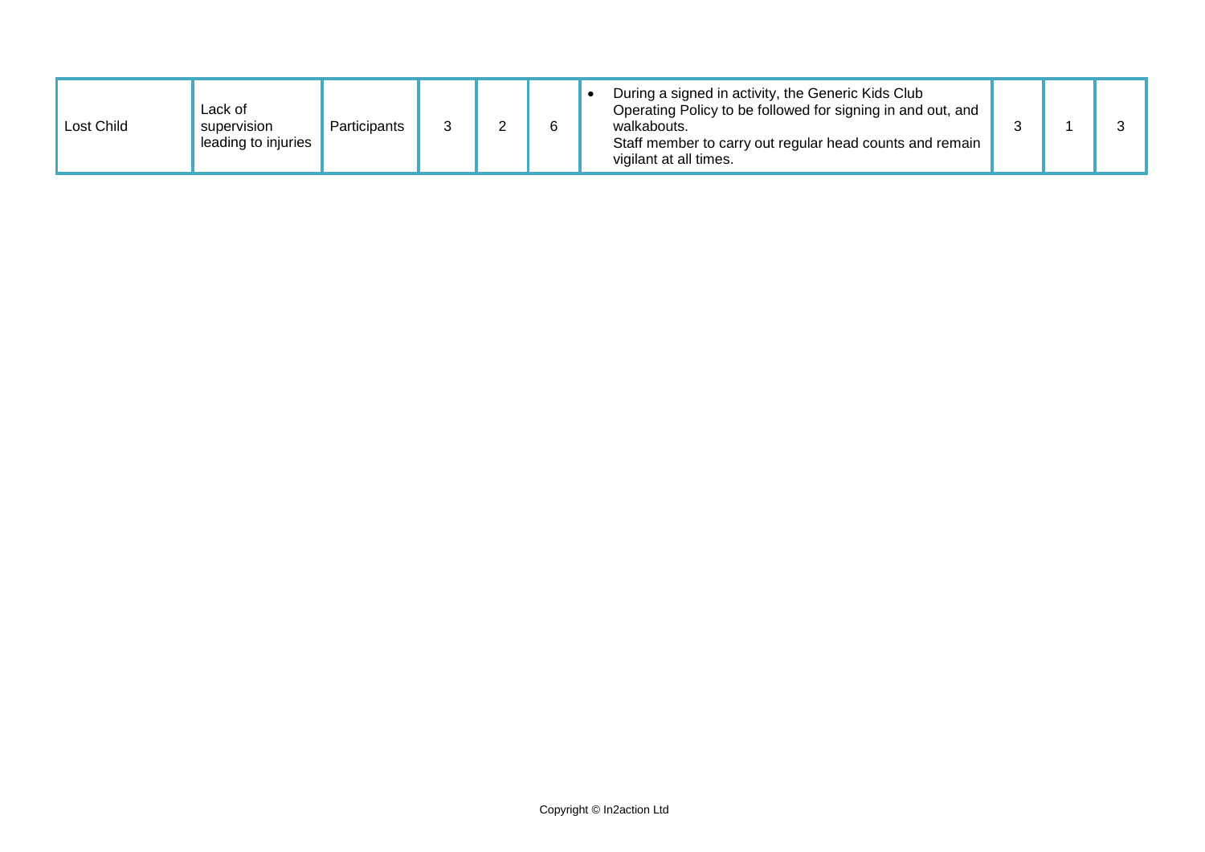| | | | | | | | | | |
|---|---|---|---|---|---|---|---|---|---|
| Lost Child | Lack of supervision leading to injuries | Participants | 3 | 2 | 6 | • During a signed in activity, the Generic Kids Club Operating Policy to be followed for signing in and out, and walkabouts.<br>Staff member to carry out regular head counts and remain vigilant at all times. | 3 | 1 | 3 |

Copyright © In2action Ltd